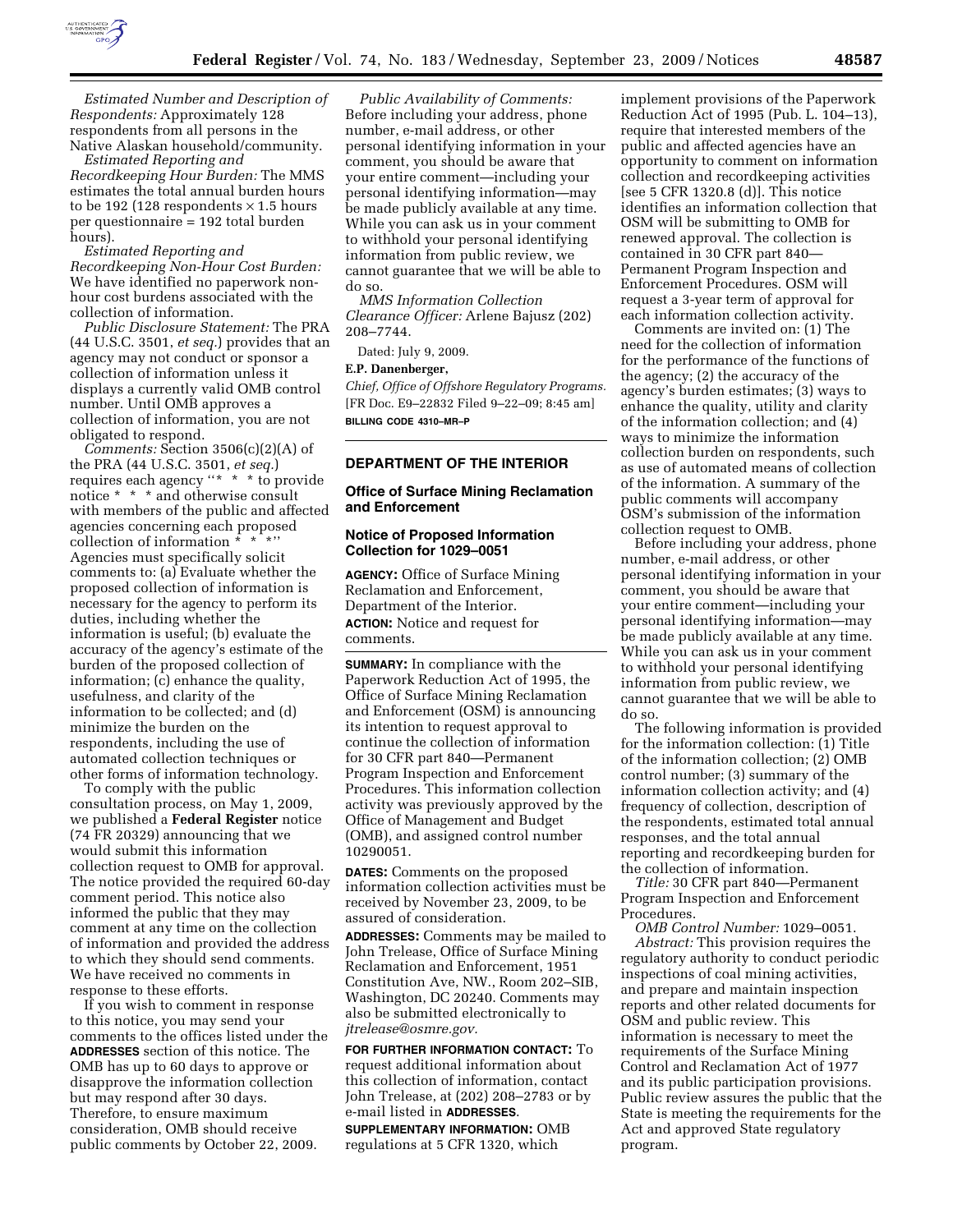*Estimated Number and Description of Respondents:* Approximately 128 respondents from all persons in the Native Alaskan household/community.

*Estimated Reporting and Recordkeeping Hour Burden:* The MMS estimates the total annual burden hours to be 192 (128 respondents $\times$ 1.5 hours per questionnaire = 192 total burden hours).

*Estimated Reporting and Recordkeeping Non-Hour Cost Burden:* We have identified no paperwork non-hour cost burdens associated with the collection of information.

*Public Disclosure Statement:* The PRA (44 U.S.C. 3501, *et seq.*) provides that an agency may not conduct or sponsor a collection of information unless it displays a currently valid OMB control number. Until OMB approves a collection of information, you are not obligated to respond.

*Comments:* Section 3506(c)(2)(A) of the PRA (44 U.S.C. 3501, *et seq.*) requires each agency ''* * * to provide notice * * * and otherwise consult with members of the public and affected agencies concerning each proposed collection of information * * *'' Agencies must specifically solicit comments to: (a) Evaluate whether the proposed collection of information is necessary for the agency to perform its duties, including whether the information is useful; (b) evaluate the accuracy of the agency's estimate of the burden of the proposed collection of information; (c) enhance the quality, usefulness, and clarity of the information to be collected; and (d) minimize the burden on the respondents, including the use of automated collection techniques or other forms of information technology.

To comply with the public consultation process, on May 1, 2009, we published a **Federal Register** notice (74 FR 20329) announcing that we would submit this information collection request to OMB for approval. The notice provided the required 60-day comment period. This notice also informed the public that they may comment at any time on the collection of information and provided the address to which they should send comments. We have received no comments in response to these efforts.

If you wish to comment in response to this notice, you may send your comments to the offices listed under the **ADDRESSES** section of this notice. The OMB has up to 60 days to approve or disapprove the information collection but may respond after 30 days. Therefore, to ensure maximum consideration, OMB should receive public comments by October 22, 2009.

*Public Availability of Comments:* Before including your address, phone number, e-mail address, or other personal identifying information in your comment, you should be aware that your entire comment—including your personal identifying information—may be made publicly available at any time. While you can ask us in your comment to withhold your personal identifying information from public review, we cannot guarantee that we will be able to do so.

*MMS Information Collection Clearance Officer:* Arlene Bajusz (202) 208–7744.

Dated: July 9, 2009.

**E.P. Danenberger,**

*Chief, Office of Offshore Regulatory Programs.*

[FR Doc. E9–22832 Filed 9–22–09; 8:45 am]

**BILLING CODE 4310–MR–P**

## DEPARTMENT OF THE INTERIOR

### Office of Surface Mining Reclamation and Enforcement

### Notice of Proposed Information Collection for 1029–0051

**AGENCY:** Office of Surface Mining Reclamation and Enforcement, Department of the Interior.

**ACTION:** Notice and request for comments.

**SUMMARY:** In compliance with the Paperwork Reduction Act of 1995, the Office of Surface Mining Reclamation and Enforcement (OSM) is announcing its intention to request approval to continue the collection of information for 30 CFR part 840—Permanent Program Inspection and Enforcement Procedures. This information collection activity was previously approved by the Office of Management and Budget (OMB), and assigned control number 10290051.

**DATES:** Comments on the proposed information collection activities must be received by November 23, 2009, to be assured of consideration.

**ADDRESSES:** Comments may be mailed to John Trelease, Office of Surface Mining Reclamation and Enforcement, 1951 Constitution Ave, NW., Room 202–SIB, Washington, DC 20240. Comments may also be submitted electronically to *jtrelease@osmre.gov.*

**FOR FURTHER INFORMATION CONTACT:** To request additional information about this collection of information, contact John Trelease, at (202) 208–2783 or by e-mail listed in **ADDRESSES**.

**SUPPLEMENTARY INFORMATION:** OMB regulations at 5 CFR 1320, which implement provisions of the Paperwork Reduction Act of 1995 (Pub. L. 104–13), require that interested members of the public and affected agencies have an opportunity to comment on information collection and recordkeeping activities [see 5 CFR 1320.8 (d)]. This notice identifies an information collection that OSM will be submitting to OMB for renewed approval. The collection is contained in 30 CFR part 840—Permanent Program Inspection and Enforcement Procedures. OSM will request a 3-year term of approval for each information collection activity.

Comments are invited on: (1) The need for the collection of information for the performance of the functions of the agency; (2) the accuracy of the agency's burden estimates; (3) ways to enhance the quality, utility and clarity of the information collection; and (4) ways to minimize the information collection burden on respondents, such as use of automated means of collection of the information. A summary of the public comments will accompany OSM's submission of the information collection request to OMB.

Before including your address, phone number, e-mail address, or other personal identifying information in your comment, you should be aware that your entire comment—including your personal identifying information—may be made publicly available at any time. While you can ask us in your comment to withhold your personal identifying information from public review, we cannot guarantee that we will be able to do so.

The following information is provided for the information collection: (1) Title of the information collection; (2) OMB control number; (3) summary of the information collection activity; and (4) frequency of collection, description of the respondents, estimated total annual responses, and the total annual reporting and recordkeeping burden for the collection of information.

*Title:* 30 CFR part 840—Permanent Program Inspection and Enforcement Procedures.

*OMB Control Number:* 1029–0051.

*Abstract:* This provision requires the regulatory authority to conduct periodic inspections of coal mining activities, and prepare and maintain inspection reports and other related documents for OSM and public review. This information is necessary to meet the requirements of the Surface Mining Control and Reclamation Act of 1977 and its public participation provisions. Public review assures the public that the State is meeting the requirements for the Act and approved State regulatory program.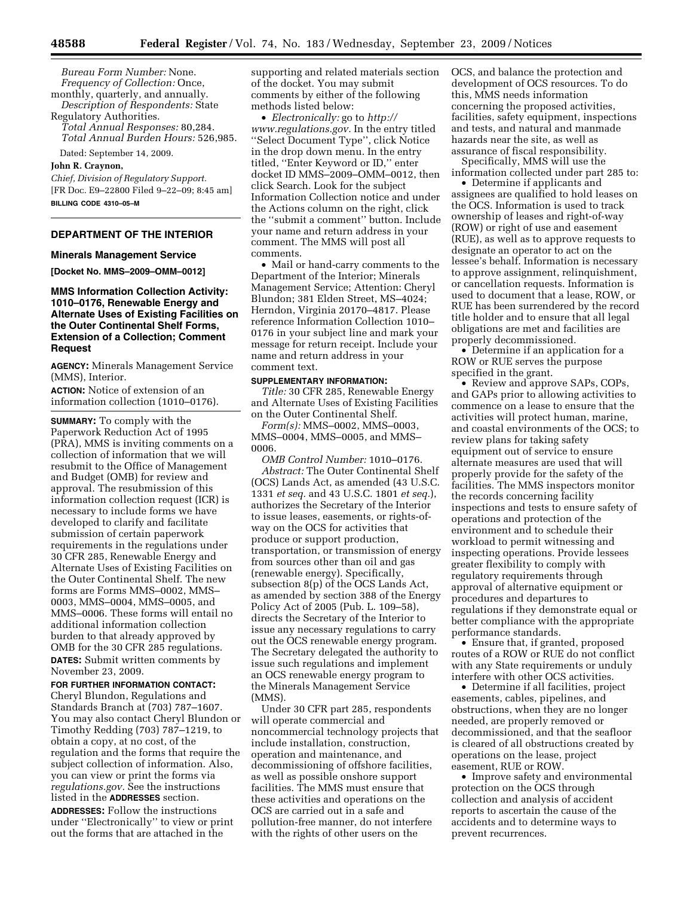*Bureau Form Number:* None.

*Frequency of Collection:* Once, monthly, quarterly, and annually.

*Description of Respondents:* State Regulatory Authorities.

*Total Annual Responses:* 80,284.

*Total Annual Burden Hours:* 526,985.

Dated: September 14, 2009.

**John R. Craynon,**

*Chief, Division of Regulatory Support.*

[FR Doc. E9–22800 Filed 9–22–09; 8:45 am]

**BILLING CODE 4310–05–M**

---

## DEPARTMENT OF THE INTERIOR

### Minerals Management Service

**[Docket No. MMS–2009–OMM–0012]**

### MMS Information Collection Activity: 1010–0176, Renewable Energy and Alternate Uses of Existing Facilities on the Outer Continental Shelf Forms, Extension of a Collection; Comment Request

**AGENCY:** Minerals Management Service (MMS), Interior.

**ACTION:** Notice of extension of an information collection (1010–0176).

**SUMMARY:** To comply with the Paperwork Reduction Act of 1995 (PRA), MMS is inviting comments on a collection of information that we will resubmit to the Office of Management and Budget (OMB) for review and approval. The resubmission of this information collection request (ICR) is necessary to include forms we have developed to clarify and facilitate submission of certain paperwork requirements in the regulations under 30 CFR 285, Renewable Energy and Alternate Uses of Existing Facilities on the Outer Continental Shelf. The new forms are Forms MMS–0002, MMS–0003, MMS–0004, MMS–0005, and MMS–0006. These forms will entail no additional information collection burden to that already approved by OMB for the 30 CFR 285 regulations.

**DATES:** Submit written comments by November 23, 2009.

**FOR FURTHER INFORMATION CONTACT:** Cheryl Blundon, Regulations and Standards Branch at (703) 787–1607. You may also contact Cheryl Blundon or Timothy Redding (703) 787–1219, to obtain a copy, at no cost, of the regulation and the forms that require the subject collection of information. Also, you can view or print the forms via *regulations.gov.* See the instructions listed in the **ADDRESSES** section.

**ADDRESSES:** Follow the instructions under ''Electronically'' to view or print out the forms that are attached in the supporting and related materials section of the docket. You may submit comments by either of the following methods listed below:

- *Electronically:* go to *http://www.regulations.gov.* In the entry titled ''Select Document Type'', click Notice in the drop down menu. In the entry titled, ''Enter Keyword or ID,'' enter docket ID MMS–2009–OMM–0012, then click Search. Look for the subject Information Collection notice and under the Actions column on the right, click the ''submit a comment'' button. Include your name and return address in your comment. The MMS will post all comments.
- Mail or hand-carry comments to the Department of the Interior; Minerals Management Service; Attention: Cheryl Blundon; 381 Elden Street, MS–4024; Herndon, Virginia 20170–4817. Please reference Information Collection 1010–0176 in your subject line and mark your message for return receipt. Include your name and return address in your comment text.

**SUPPLEMENTARY INFORMATION:**

*Title:* 30 CFR 285, Renewable Energy and Alternate Uses of Existing Facilities on the Outer Continental Shelf.

*Form(s):* MMS–0002, MMS–0003, MMS–0004, MMS–0005, and MMS–0006.

*OMB Control Number:* 1010–0176.

*Abstract:* The Outer Continental Shelf (OCS) Lands Act, as amended (43 U.S.C. 1331 *et seq.* and 43 U.S.C. 1801 *et seq.*), authorizes the Secretary of the Interior to issue leases, easements, or rights-of-way on the OCS for activities that produce or support production, transportation, or transmission of energy from sources other than oil and gas (renewable energy). Specifically, subsection 8(p) of the OCS Lands Act, as amended by section 388 of the Energy Policy Act of 2005 (Pub. L. 109–58), directs the Secretary of the Interior to issue any necessary regulations to carry out the OCS renewable energy program. The Secretary delegated the authority to issue such regulations and implement an OCS renewable energy program to the Minerals Management Service (MMS).

Under 30 CFR part 285, respondents will operate commercial and noncommercial technology projects that include installation, construction, operation and maintenance, and decommissioning of offshore facilities, as well as possible onshore support facilities. The MMS must ensure that these activities and operations on the OCS are carried out in a safe and pollution-free manner, do not interfere with the rights of other users on the OCS, and balance the protection and development of OCS resources. To do this, MMS needs information concerning the proposed activities, facilities, safety equipment, inspections and tests, and natural and manmade hazards near the site, as well as assurance of fiscal responsibility.

Specifically, MMS will use the information collected under part 285 to:

- Determine if applicants and assignees are qualified to hold leases on the OCS. Information is used to track ownership of leases and right-of-way (ROW) or right of use and easement (RUE), as well as to approve requests to designate an operator to act on the lessee's behalf. Information is necessary to approve assignment, relinquishment, or cancellation requests. Information is used to document that a lease, ROW, or RUE has been surrendered by the record title holder and to ensure that all legal obligations are met and facilities are properly decommissioned.
- Determine if an application for a ROW or RUE serves the purpose specified in the grant.
- Review and approve SAPs, COPs, and GAPs prior to allowing activities to commence on a lease to ensure that the activities will protect human, marine, and coastal environments of the OCS; to review plans for taking safety equipment out of service to ensure alternate measures are used that will properly provide for the safety of the facilities. The MMS inspectors monitor the records concerning facility inspections and tests to ensure safety of operations and protection of the environment and to schedule their workload to permit witnessing and inspecting operations. Provide lessees greater flexibility to comply with regulatory requirements through approval of alternative equipment or procedures and departures to regulations if they demonstrate equal or better compliance with the appropriate performance standards.
- Ensure that, if granted, proposed routes of a ROW or RUE do not conflict with any State requirements or unduly interfere with other OCS activities.
- Determine if all facilities, project easements, cables, pipelines, and obstructions, when they are no longer needed, are properly removed or decommissioned, and that the seafloor is cleared of all obstructions created by operations on the lease, project easement, RUE or ROW.
- Improve safety and environmental protection on the OCS through collection and analysis of accident reports to ascertain the cause of the accidents and to determine ways to prevent recurrences.